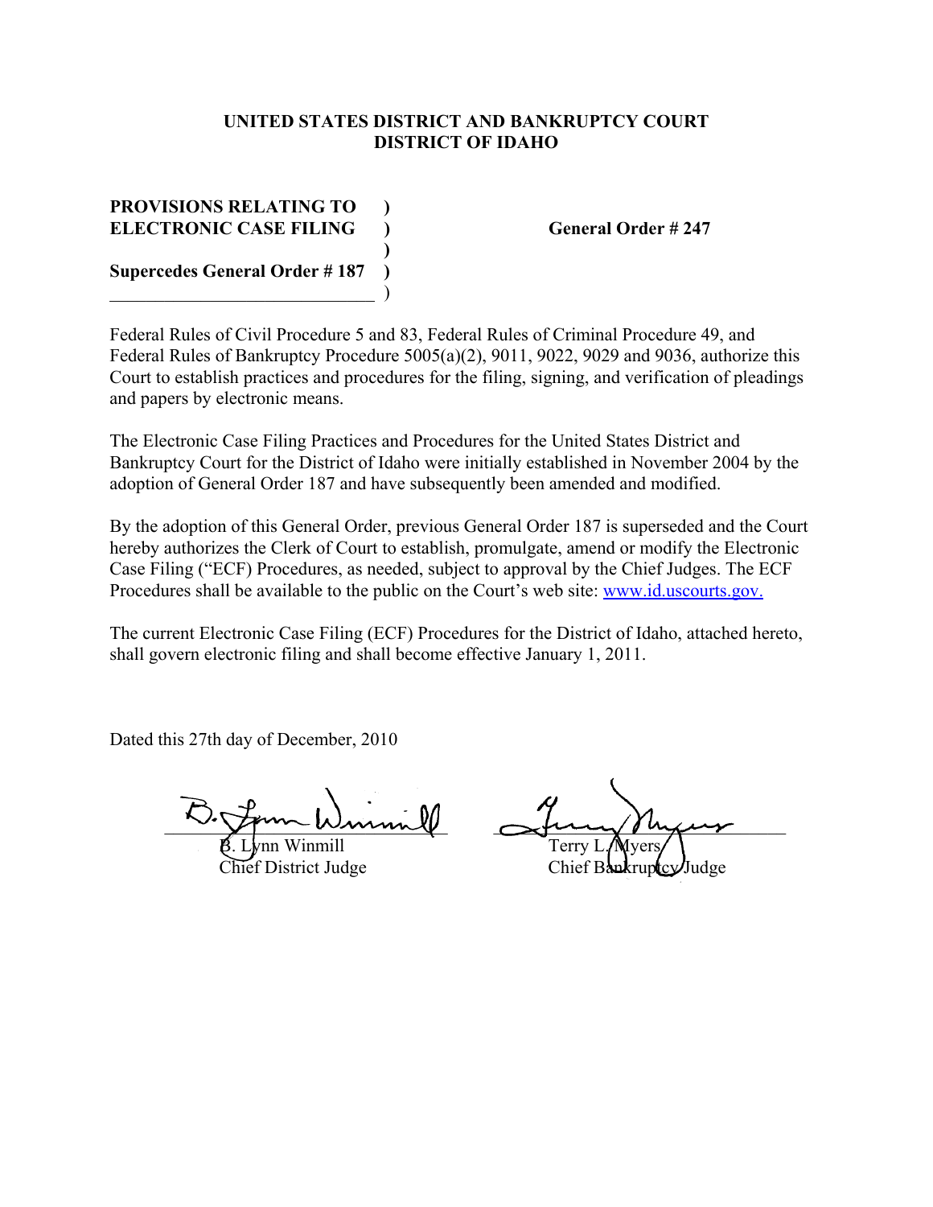**UNITED STATES DISTRICT AND BANKRUPTCY COURT**
**DISTRICT OF IDAHO**

**PROVISIONS RELATING TO ELECTRONIC CASE FILING**

**Supercedes General Order # 187**

**General Order # 247**

Federal Rules of Civil Procedure 5 and 83, Federal Rules of Criminal Procedure 49, and Federal Rules of Bankruptcy Procedure 5005(a)(2), 9011, 9022, 9029 and 9036, authorize this Court to establish practices and procedures for the filing, signing, and verification of pleadings and papers by electronic means.

The Electronic Case Filing Practices and Procedures for the United States District and Bankruptcy Court for the District of Idaho were initially established in November 2004 by the adoption of General Order 187 and have subsequently been amended and modified.

By the adoption of this General Order, previous General Order 187 is superseded and the Court hereby authorizes the Clerk of Court to establish, promulgate, amend or modify the Electronic Case Filing ("ECF) Procedures, as needed, subject to approval by the Chief Judges. The ECF Procedures shall be available to the public on the Court's web site: www.id.uscourts.gov.

The current Electronic Case Filing (ECF) Procedures for the District of Idaho, attached hereto, shall govern electronic filing and shall become effective January 1, 2011.

Dated this 27th day of December, 2010

B. Lynn Winmill
Chief District Judge

Terry L. Myers
Chief Bankruptcy Judge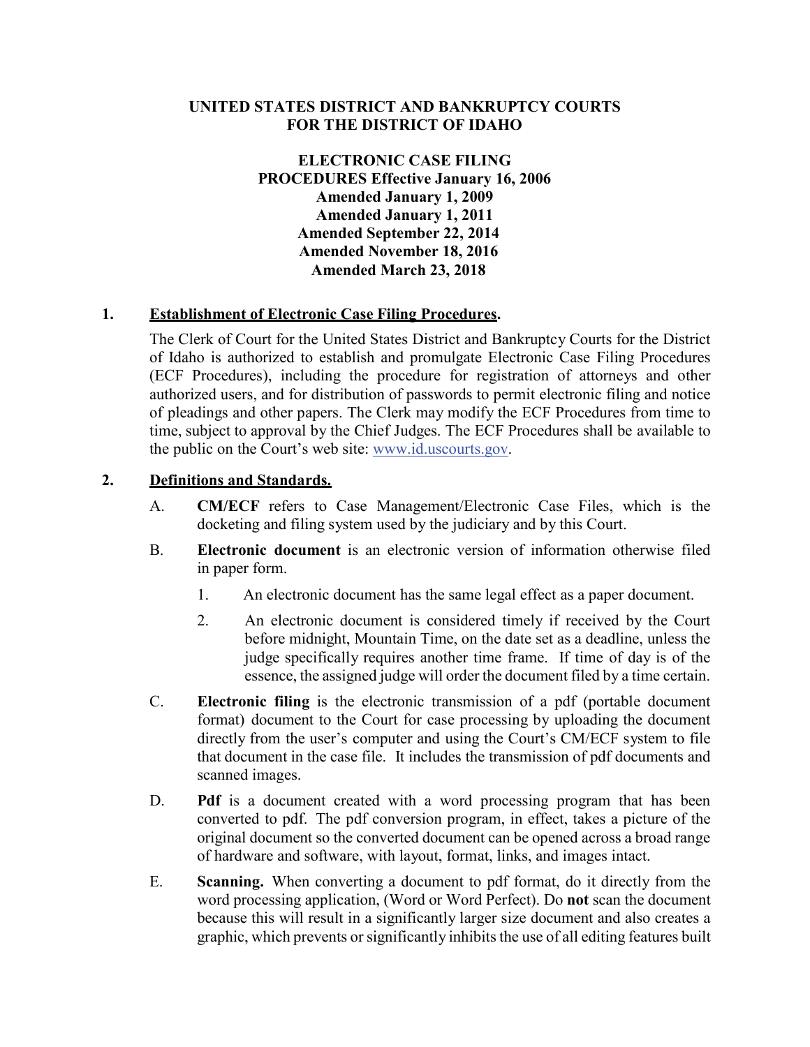# UNITED STATES DISTRICT AND BANKRUPTCY COURTS FOR THE DISTRICT OF IDAHO

## ELECTRONIC CASE FILING PROCEDURES Effective January 16, 2006

**Amended January 1, 2009**
**Amended January 1, 2011**
**Amended September 22, 2014**
**Amended November 18, 2016**
**Amended March 23, 2018**

### 1. Establishment of Electronic Case Filing Procedures.

The Clerk of Court for the United States District and Bankruptcy Courts for the District of Idaho is authorized to establish and promulgate Electronic Case Filing Procedures (ECF Procedures), including the procedure for registration of attorneys and other authorized users, and for distribution of passwords to permit electronic filing and notice of pleadings and other papers. The Clerk may modify the ECF Procedures from time to time, subject to approval by the Chief Judges. The ECF Procedures shall be available to the public on the Court's web site: www.id.uscourts.gov.

### 2. Definitions and Standards.

A. **CM/ECF** refers to Case Management/Electronic Case Files, which is the docketing and filing system used by the judiciary and by this Court.

B. **Electronic document** is an electronic version of information otherwise filed in paper form.

1. An electronic document has the same legal effect as a paper document.
2. An electronic document is considered timely if received by the Court before midnight, Mountain Time, on the date set as a deadline, unless the judge specifically requires another time frame. If time of day is of the essence, the assigned judge will order the document filed by a time certain.

C. **Electronic filing** is the electronic transmission of a pdf (portable document format) document to the Court for case processing by uploading the document directly from the user's computer and using the Court's CM/ECF system to file that document in the case file. It includes the transmission of pdf documents and scanned images.

D. **Pdf** is a document created with a word processing program that has been converted to pdf. The pdf conversion program, in effect, takes a picture of the original document so the converted document can be opened across a broad range of hardware and software, with layout, format, links, and images intact.

E. **Scanning.** When converting a document to pdf format, do it directly from the word processing application, (Word or Word Perfect). Do **not** scan the document because this will result in a significantly larger size document and also creates a graphic, which prevents or significantly inhibits the use of all editing features built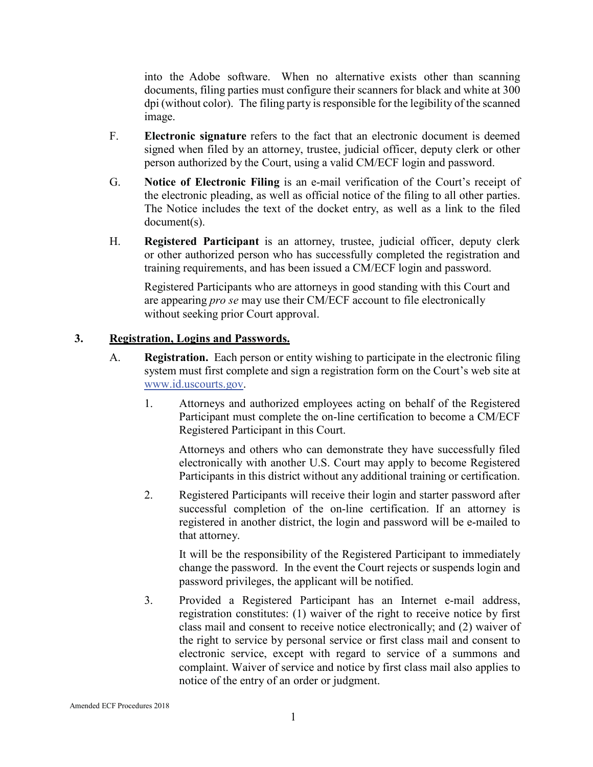into the Adobe software. When no alternative exists other than scanning documents, filing parties must configure their scanners for black and white at 300 dpi (without color). The filing party is responsible for the legibility of the scanned image.

F. **Electronic signature** refers to the fact that an electronic document is deemed signed when filed by an attorney, trustee, judicial officer, deputy clerk or other person authorized by the Court, using a valid CM/ECF login and password.

G. **Notice of Electronic Filing** is an e-mail verification of the Court's receipt of the electronic pleading, as well as official notice of the filing to all other parties. The Notice includes the text of the docket entry, as well as a link to the filed document(s).

H. **Registered Participant** is an attorney, trustee, judicial officer, deputy clerk or other authorized person who has successfully completed the registration and training requirements, and has been issued a CM/ECF login and password.

Registered Participants who are attorneys in good standing with this Court and are appearing *pro se* may use their CM/ECF account to file electronically without seeking prior Court approval.

## 3. Registration, Logins and Passwords.

A. **Registration.** Each person or entity wishing to participate in the electronic filing system must first complete and sign a registration form on the Court's web site at www.id.uscourts.gov.

1. Attorneys and authorized employees acting on behalf of the Registered Participant must complete the on-line certification to become a CM/ECF Registered Participant in this Court.

   Attorneys and others who can demonstrate they have successfully filed electronically with another U.S. Court may apply to become Registered Participants in this district without any additional training or certification.

2. Registered Participants will receive their login and starter password after successful completion of the on-line certification. If an attorney is registered in another district, the login and password will be e-mailed to that attorney.

   It will be the responsibility of the Registered Participant to immediately change the password. In the event the Court rejects or suspends login and password privileges, the applicant will be notified.

3. Provided a Registered Participant has an Internet e-mail address, registration constitutes: (1) waiver of the right to receive notice by first class mail and consent to receive notice electronically; and (2) waiver of the right to service by personal service or first class mail and consent to electronic service, except with regard to service of a summons and complaint. Waiver of service and notice by first class mail also applies to notice of the entry of an order or judgment.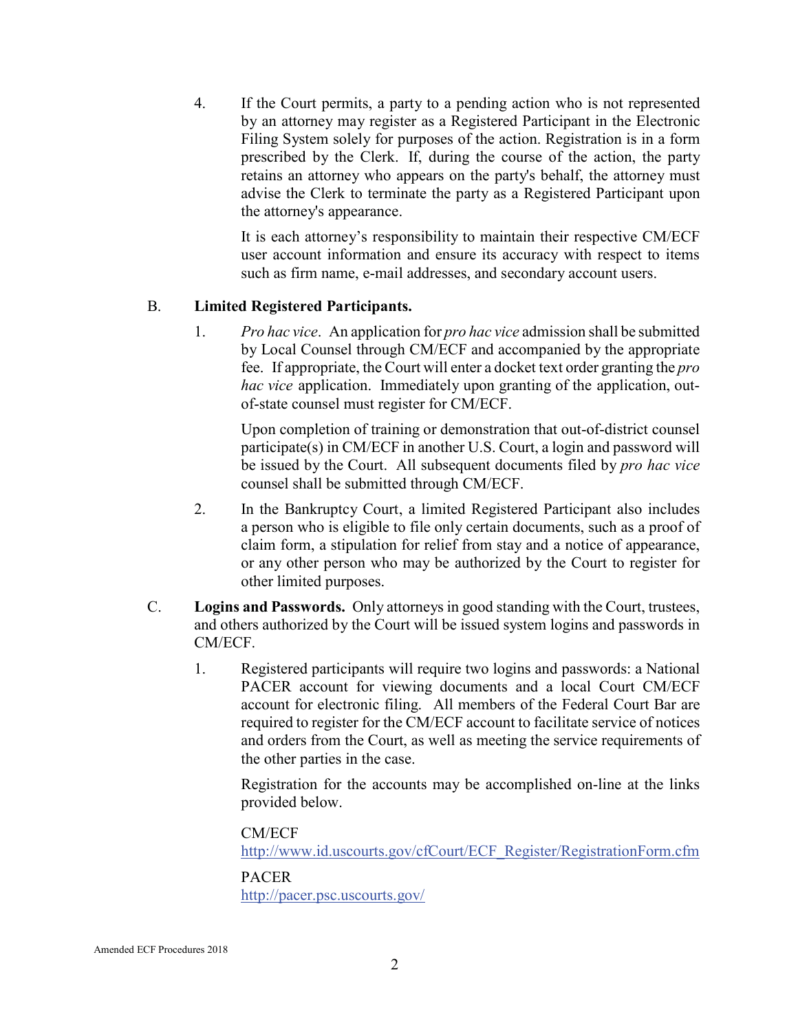4. If the Court permits, a party to a pending action who is not represented by an attorney may register as a Registered Participant in the Electronic Filing System solely for purposes of the action. Registration is in a form prescribed by the Clerk. If, during the course of the action, the party retains an attorney who appears on the party's behalf, the attorney must advise the Clerk to terminate the party as a Registered Participant upon the attorney's appearance.

   It is each attorney's responsibility to maintain their respective CM/ECF user account information and ensure its accuracy with respect to items such as firm name, e-mail addresses, and secondary account users.

B. **Limited Registered Participants.**

1. *Pro hac vice*. An application for *pro hac vice* admission shall be submitted by Local Counsel through CM/ECF and accompanied by the appropriate fee. If appropriate, the Court will enter a docket text order granting the *pro hac vice* application. Immediately upon granting of the application, out-of-state counsel must register for CM/ECF.

   Upon completion of training or demonstration that out-of-district counsel participate(s) in CM/ECF in another U.S. Court, a login and password will be issued by the Court. All subsequent documents filed by *pro hac vice* counsel shall be submitted through CM/ECF.

2. In the Bankruptcy Court, a limited Registered Participant also includes a person who is eligible to file only certain documents, such as a proof of claim form, a stipulation for relief from stay and a notice of appearance, or any other person who may be authorized by the Court to register for other limited purposes.

C. **Logins and Passwords.** Only attorneys in good standing with the Court, trustees, and others authorized by the Court will be issued system logins and passwords in CM/ECF.

1. Registered participants will require two logins and passwords: a National PACER account for viewing documents and a local Court CM/ECF account for electronic filing. All members of the Federal Court Bar are required to register for the CM/ECF account to facilitate service of notices and orders from the Court, as well as meeting the service requirements of the other parties in the case.

   Registration for the accounts may be accomplished on-line at the links provided below.

   CM/ECF
   [http://www.id.uscourts.gov/cfCourt/ECF_Register/RegistrationForm.cfm](http://www.id.uscourts.gov/cfCourt/ECF_Register/RegistrationForm.cfm)

   PACER
   [http://pacer.psc.uscourts.gov/](http://pacer.psc.uscourts.gov/)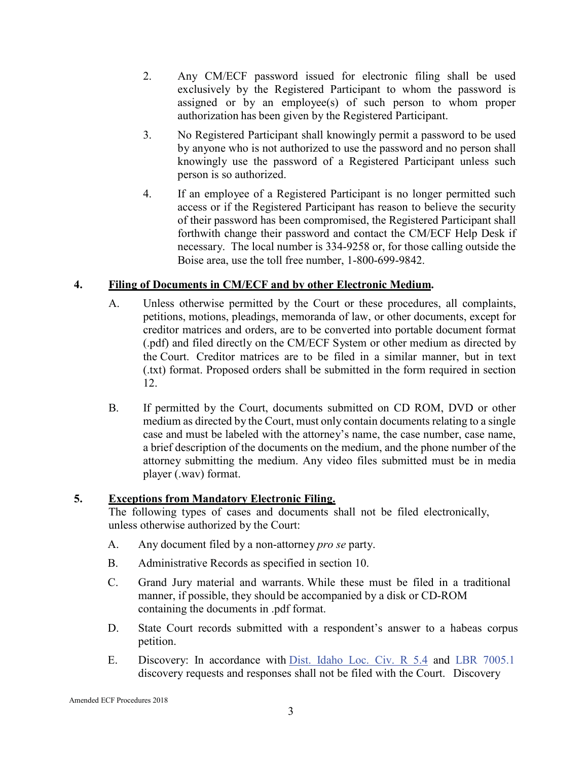2. Any CM/ECF password issued for electronic filing shall be used exclusively by the Registered Participant to whom the password is assigned or by an employee(s) of such person to whom proper authorization has been given by the Registered Participant.

3. No Registered Participant shall knowingly permit a password to be used by anyone who is not authorized to use the password and no person shall knowingly use the password of a Registered Participant unless such person is so authorized.

4. If an employee of a Registered Participant is no longer permitted such access or if the Registered Participant has reason to believe the security of their password has been compromised, the Registered Participant shall forthwith change their password and contact the CM/ECF Help Desk if necessary. The local number is 334-9258 or, for those calling outside the Boise area, use the toll free number, 1-800-699-9842.

**4. <u>Filing of Documents in CM/ECF and by other Electronic Medium</u>.**

A. Unless otherwise permitted by the Court or these procedures, all complaints, petitions, motions, pleadings, memoranda of law, or other documents, except for creditor matrices and orders, are to be converted into portable document format (.pdf) and filed directly on the CM/ECF System or other medium as directed by the Court. Creditor matrices are to be filed in a similar manner, but in text (.txt) format. Proposed orders shall be submitted in the form required in section 12.

B. If permitted by the Court, documents submitted on CD ROM, DVD or other medium as directed by the Court, must only contain documents relating to a single case and must be labeled with the attorney's name, the case number, case name, a brief description of the documents on the medium, and the phone number of the attorney submitting the medium. Any video files submitted must be in media player (.wav) format.

**5. <u>Exceptions from Mandatory Electronic Filing.</u>**

The following types of cases and documents shall not be filed electronically, unless otherwise authorized by the Court:

A. Any document filed by a non-attorney *pro se* party.

B. Administrative Records as specified in section 10.

C. Grand Jury material and warrants. While these must be filed in a traditional manner, if possible, they should be accompanied by a disk or CD-ROM containing the documents in .pdf format.

D. State Court records submitted with a respondent's answer to a habeas corpus petition.

E. Discovery: In accordance with Dist. Idaho Loc. Civ. R 5.4 and LBR 7005.1 discovery requests and responses shall not be filed with the Court. Discovery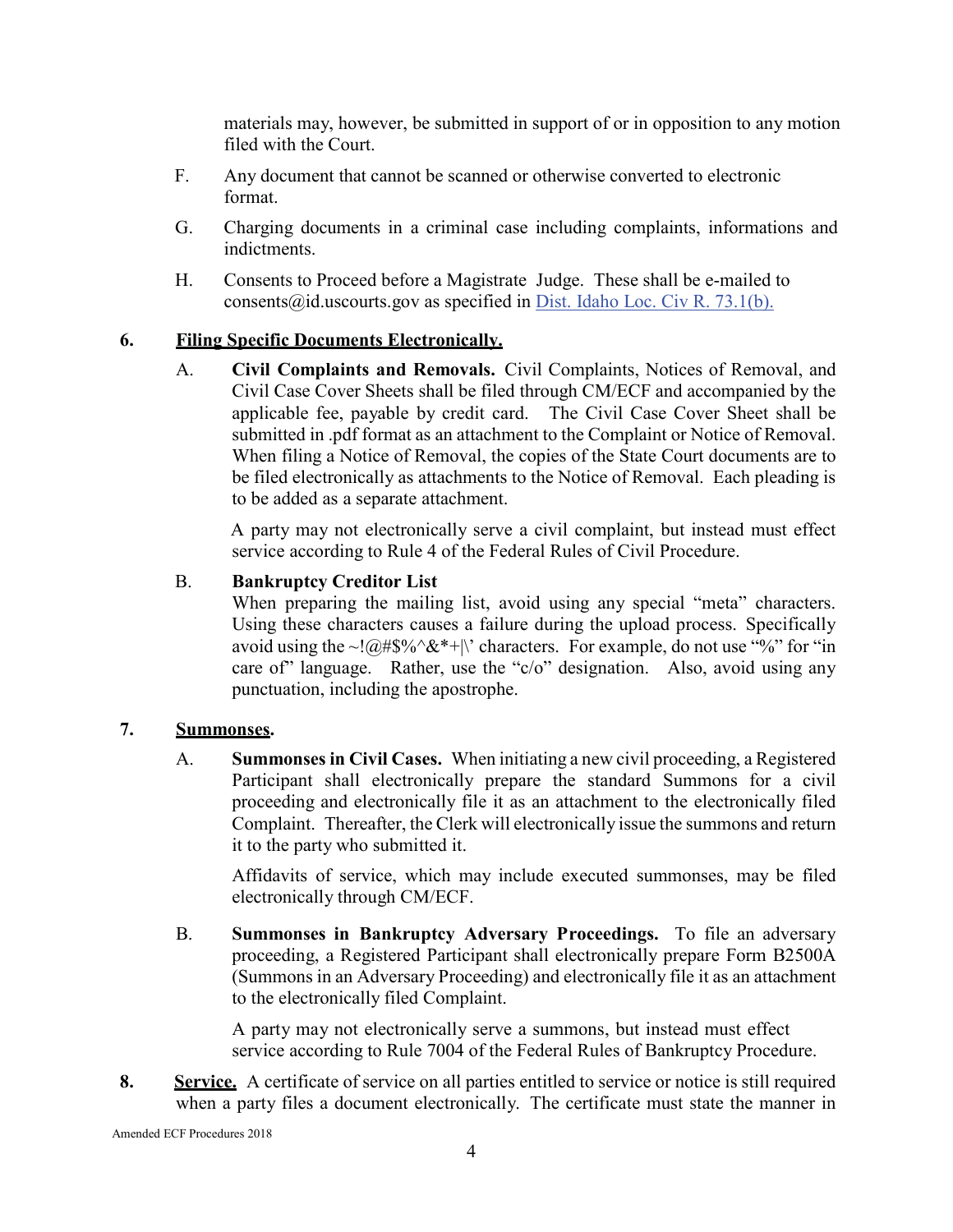materials may, however, be submitted in support of or in opposition to any motion filed with the Court.

F. Any document that cannot be scanned or otherwise converted to electronic format.

G. Charging documents in a criminal case including complaints, informations and indictments.

H. Consents to Proceed before a Magistrate Judge. These shall be e-mailed to consents@id.uscourts.gov as specified in Dist. Idaho Loc. Civ R. 73.1(b).

**6. <u>Filing Specific Documents Electronically.</u>**

A. **Civil Complaints and Removals.** Civil Complaints, Notices of Removal, and Civil Case Cover Sheets shall be filed through CM/ECF and accompanied by the applicable fee, payable by credit card. The Civil Case Cover Sheet shall be submitted in .pdf format as an attachment to the Complaint or Notice of Removal. When filing a Notice of Removal, the copies of the State Court documents are to be filed electronically as attachments to the Notice of Removal. Each pleading is to be added as a separate attachment.

A party may not electronically serve a civil complaint, but instead must effect service according to Rule 4 of the Federal Rules of Civil Procedure.

B. **Bankruptcy Creditor List**
When preparing the mailing list, avoid using any special "meta" characters. Using these characters causes a failure during the upload process. Specifically avoid using the ~!@#$%^&*+|\' characters. For example, do not use "%" for "in care of" language. Rather, use the "c/o" designation. Also, avoid using any punctuation, including the apostrophe.

**7. <u>Summonses</u>.**

A. **Summonses in Civil Cases.** When initiating a new civil proceeding, a Registered Participant shall electronically prepare the standard Summons for a civil proceeding and electronically file it as an attachment to the electronically filed Complaint. Thereafter, the Clerk will electronically issue the summons and return it to the party who submitted it.

Affidavits of service, which may include executed summonses, may be filed electronically through CM/ECF.

B. **Summonses in Bankruptcy Adversary Proceedings.** To file an adversary proceeding, a Registered Participant shall electronically prepare Form B2500A (Summons in an Adversary Proceeding) and electronically file it as an attachment to the electronically filed Complaint.

A party may not electronically serve a summons, but instead must effect service according to Rule 7004 of the Federal Rules of Bankruptcy Procedure.

**8. <u>Service.</u>** A certificate of service on all parties entitled to service or notice is still required when a party files a document electronically. The certificate must state the manner in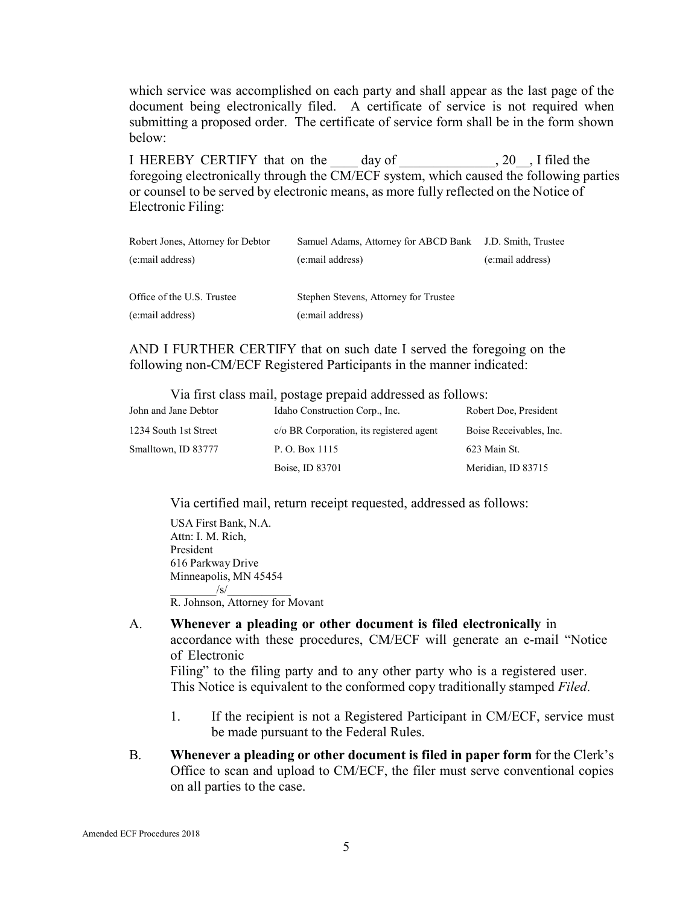which service was accomplished on each party and shall appear as the last page of the document being electronically filed. A certificate of service is not required when submitting a proposed order. The certificate of service form shall be in the form shown below:

I HEREBY CERTIFY that on the ____ day of ______________, 20__, I filed the foregoing electronically through the CM/ECF system, which caused the following parties or counsel to be served by electronic means, as more fully reflected on the Notice of Electronic Filing:

| | | |
|---|---|---|
| Robert Jones, Attorney for Debtor | Samuel Adams, Attorney for ABCD Bank | J.D. Smith, Trustee |
| (e:mail address) | (e:mail address) | (e:mail address) |
| Office of the U.S. Trustee | Stephen Stevens, Attorney for Trustee | |
| (e:mail address) | (e:mail address) | |

AND I FURTHER CERTIFY that on such date I served the foregoing on the following non-CM/ECF Registered Participants in the manner indicated:

Via first class mail, postage prepaid addressed as follows:

| | | |
|---|---|---|
| John and Jane Debtor | Idaho Construction Corp., Inc. | Robert Doe, President |
| 1234 South 1st Street | c/o BR Corporation, its registered agent | Boise Receivables, Inc. |
| Smalltown, ID 83777 | P. O. Box 1115 | 623 Main St. |
| | Boise, ID 83701 | Meridian, ID 83715 |

Via certified mail, return receipt requested, addressed as follows:

USA First Bank, N.A.
Attn: I. M. Rich,
President
616 Parkway Drive
Minneapolis, MN 45454

________/s/___________
R. Johnson, Attorney for Movant

A. **Whenever a pleading or other document is filed electronically** in accordance with these procedures, CM/ECF will generate an e-mail "Notice of Electronic Filing" to the filing party and to any other party who is a registered user. This Notice is equivalent to the conformed copy traditionally stamped *Filed*.

   1. If the recipient is not a Registered Participant in CM/ECF, service must be made pursuant to the Federal Rules.

B. **Whenever a pleading or other document is filed in paper form** for the Clerk's Office to scan and upload to CM/ECF, the filer must serve conventional copies on all parties to the case.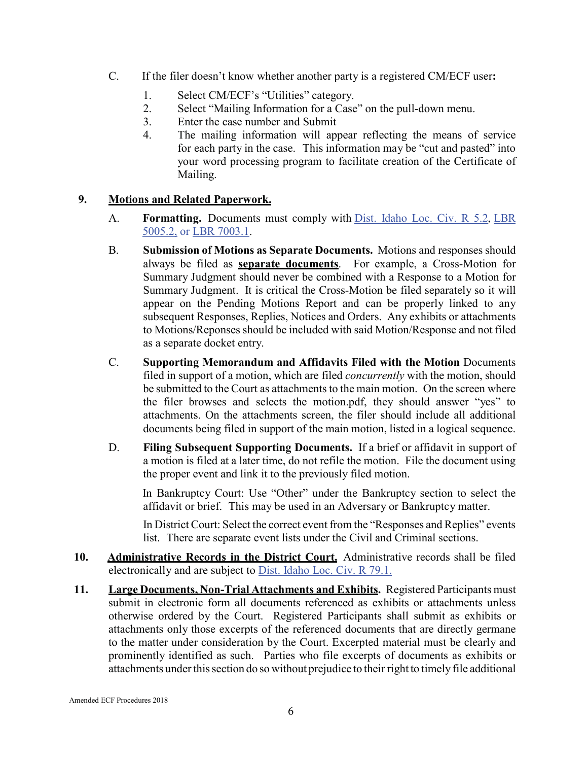C. If the filer doesn't know whether another party is a registered CM/ECF user**:**

1. Select CM/ECF's "Utilities" category.
2. Select "Mailing Information for a Case" on the pull-down menu.
3. Enter the case number and Submit
4. The mailing information will appear reflecting the means of service for each party in the case. This information may be "cut and pasted" into your word processing program to facilitate creation of the Certificate of Mailing.

**9. <u>Motions and Related Paperwork.</u>**

A. **Formatting.** Documents must comply with Dist. Idaho Loc. Civ. R 5.2, LBR 5005.2, or LBR 7003.1.

B. **Submission of Motions as Separate Documents.** Motions and responses should always be filed as **<u>separate documents</u>**. For example, a Cross-Motion for Summary Judgment should never be combined with a Response to a Motion for Summary Judgment. It is critical the Cross-Motion be filed separately so it will appear on the Pending Motions Report and can be properly linked to any subsequent Responses, Replies, Notices and Orders. Any exhibits or attachments to Motions/Reponses should be included with said Motion/Response and not filed as a separate docket entry.

C. **Supporting Memorandum and Affidavits Filed with the Motion** Documents filed in support of a motion, which are filed *concurrently* with the motion, should be submitted to the Court as attachments to the main motion. On the screen where the filer browses and selects the motion.pdf, they should answer "yes" to attachments. On the attachments screen, the filer should include all additional documents being filed in support of the main motion, listed in a logical sequence.

D. **Filing Subsequent Supporting Documents.** If a brief or affidavit in support of a motion is filed at a later time, do not refile the motion. File the document using the proper event and link it to the previously filed motion.

In Bankruptcy Court: Use "Other" under the Bankruptcy section to select the affidavit or brief. This may be used in an Adversary or Bankruptcy matter.

In District Court: Select the correct event from the "Responses and Replies" events list. There are separate event lists under the Civil and Criminal sections.

**10. <u>Administrative Records in the District Court.</u>** Administrative records shall be filed electronically and are subject to Dist. Idaho Loc. Civ. R 79.1.

**11. <u>Large Documents, Non-Trial Attachments and Exhibits</u>.** Registered Participants must submit in electronic form all documents referenced as exhibits or attachments unless otherwise ordered by the Court. Registered Participants shall submit as exhibits or attachments only those excerpts of the referenced documents that are directly germane to the matter under consideration by the Court. Excerpted material must be clearly and prominently identified as such. Parties who file excerpts of documents as exhibits or attachments under this section do so without prejudice to their right to timely file additional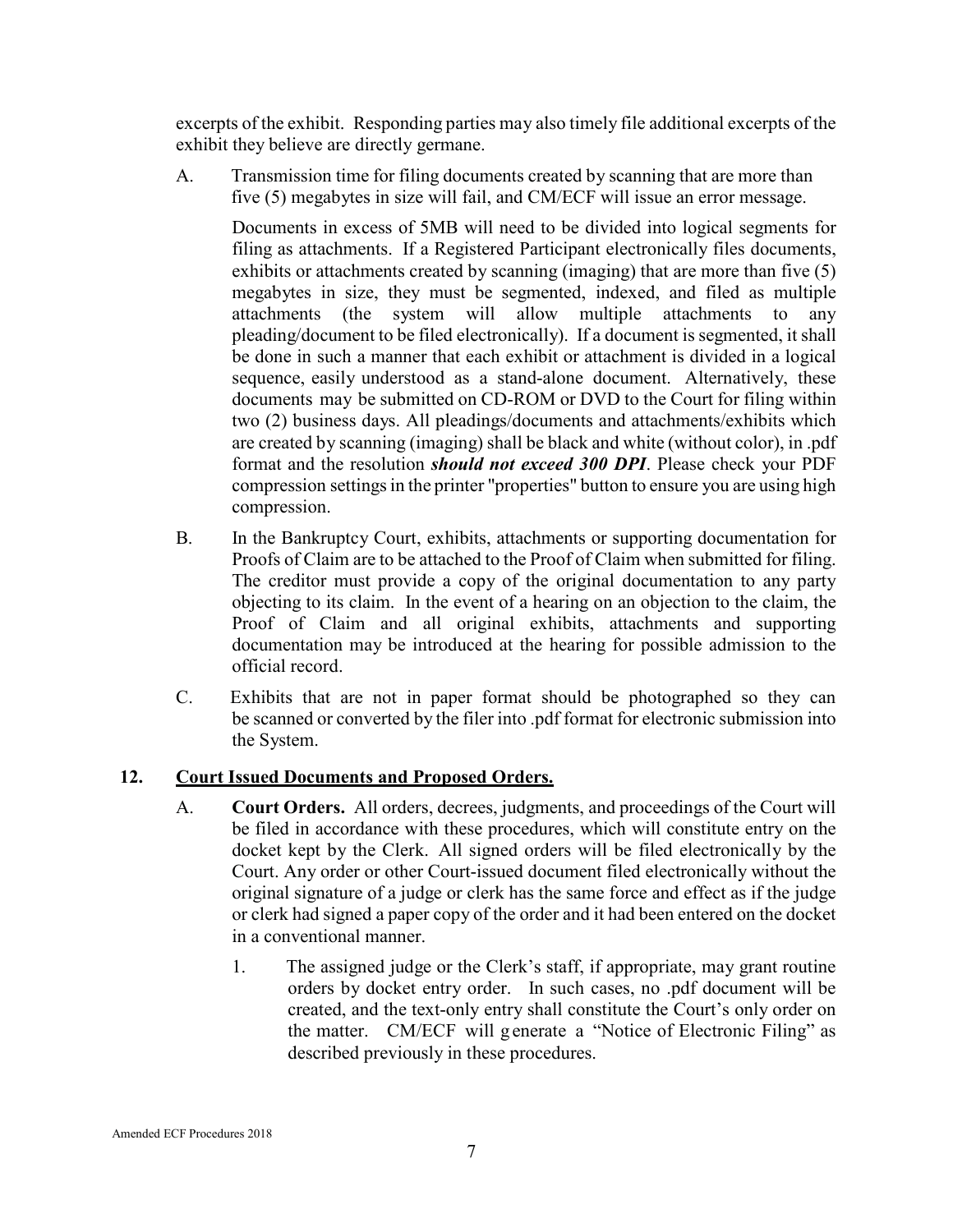excerpts of the exhibit. Responding parties may also timely file additional excerpts of the exhibit they believe are directly germane.

A. Transmission time for filing documents created by scanning that are more than five (5) megabytes in size will fail, and CM/ECF will issue an error message.

   Documents in excess of 5MB will need to be divided into logical segments for filing as attachments. If a Registered Participant electronically files documents, exhibits or attachments created by scanning (imaging) that are more than five (5) megabytes in size, they must be segmented, indexed, and filed as multiple attachments (the system will allow multiple attachments to any pleading/document to be filed electronically). If a document is segmented, it shall be done in such a manner that each exhibit or attachment is divided in a logical sequence, easily understood as a stand-alone document. Alternatively, these documents may be submitted on CD-ROM or DVD to the Court for filing within two (2) business days. All pleadings/documents and attachments/exhibits which are created by scanning (imaging) shall be black and white (without color), in .pdf format and the resolution ***should not exceed 300 DPI***. Please check your PDF compression settings in the printer "properties" button to ensure you are using high compression.

B. In the Bankruptcy Court, exhibits, attachments or supporting documentation for Proofs of Claim are to be attached to the Proof of Claim when submitted for filing. The creditor must provide a copy of the original documentation to any party objecting to its claim. In the event of a hearing on an objection to the claim, the Proof of Claim and all original exhibits, attachments and supporting documentation may be introduced at the hearing for possible admission to the official record.

C. Exhibits that are not in paper format should be photographed so they can be scanned or converted by the filer into .pdf format for electronic submission into the System.

## 12. <u>Court Issued Documents and Proposed Orders.</u>

A. **Court Orders.** All orders, decrees, judgments, and proceedings of the Court will be filed in accordance with these procedures, which will constitute entry on the docket kept by the Clerk. All signed orders will be filed electronically by the Court. Any order or other Court-issued document filed electronically without the original signature of a judge or clerk has the same force and effect as if the judge or clerk had signed a paper copy of the order and it had been entered on the docket in a conventional manner.

   1. The assigned judge or the Clerk's staff, if appropriate, may grant routine orders by docket entry order. In such cases, no .pdf document will be created, and the text-only entry shall constitute the Court's only order on the matter. CM/ECF will generate a "Notice of Electronic Filing" as described previously in these procedures.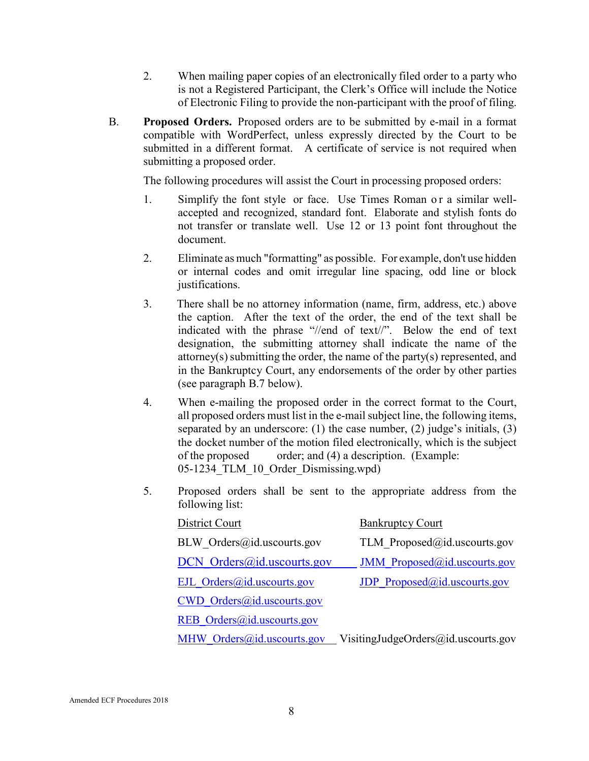2. When mailing paper copies of an electronically filed order to a party who is not a Registered Participant, the Clerk's Office will include the Notice of Electronic Filing to provide the non-participant with the proof of filing.

B. **Proposed Orders.** Proposed orders are to be submitted by e-mail in a format compatible with WordPerfect, unless expressly directed by the Court to be submitted in a different format. A certificate of service is not required when submitting a proposed order.

The following procedures will assist the Court in processing proposed orders:

1. Simplify the font style or face. Use Times Roman or a similar well-accepted and recognized, standard font. Elaborate and stylish fonts do not transfer or translate well. Use 12 or 13 point font throughout the document.

2. Eliminate as much "formatting" as possible. For example, don't use hidden or internal codes and omit irregular line spacing, odd line or block justifications.

3. There shall be no attorney information (name, firm, address, etc.) above the caption. After the text of the order, the end of the text shall be indicated with the phrase "//end of text//". Below the end of text designation, the submitting attorney shall indicate the name of the attorney(s) submitting the order, the name of the party(s) represented, and in the Bankruptcy Court, any endorsements of the order by other parties (see paragraph B.7 below).

4. When e-mailing the proposed order in the correct format to the Court, all proposed orders must list in the e-mail subject line, the following items, separated by an underscore: (1) the case number, (2) judge's initials, (3) the docket number of the motion filed electronically, which is the subject of the proposed order; and (4) a description. (Example: 05-1234_TLM_10_Order_Dismissing.wpd)

5. Proposed orders shall be sent to the appropriate address from the following list:

| District Court | Bankruptcy Court |
|---|---|
| BLW_Orders@id.uscourts.gov | TLM_Proposed@id.uscourts.gov |
| DCN_Orders@id.uscourts.gov | JMM_Proposed@id.uscourts.gov |
| EJL_Orders@id.uscourts.gov | JDP_Proposed@id.uscourts.gov |
| CWD_Orders@id.uscourts.gov | |
| REB_Orders@id.uscourts.gov | |
| MHW_Orders@id.uscourts.gov | VisitingJudgeOrders@id.uscourts.gov |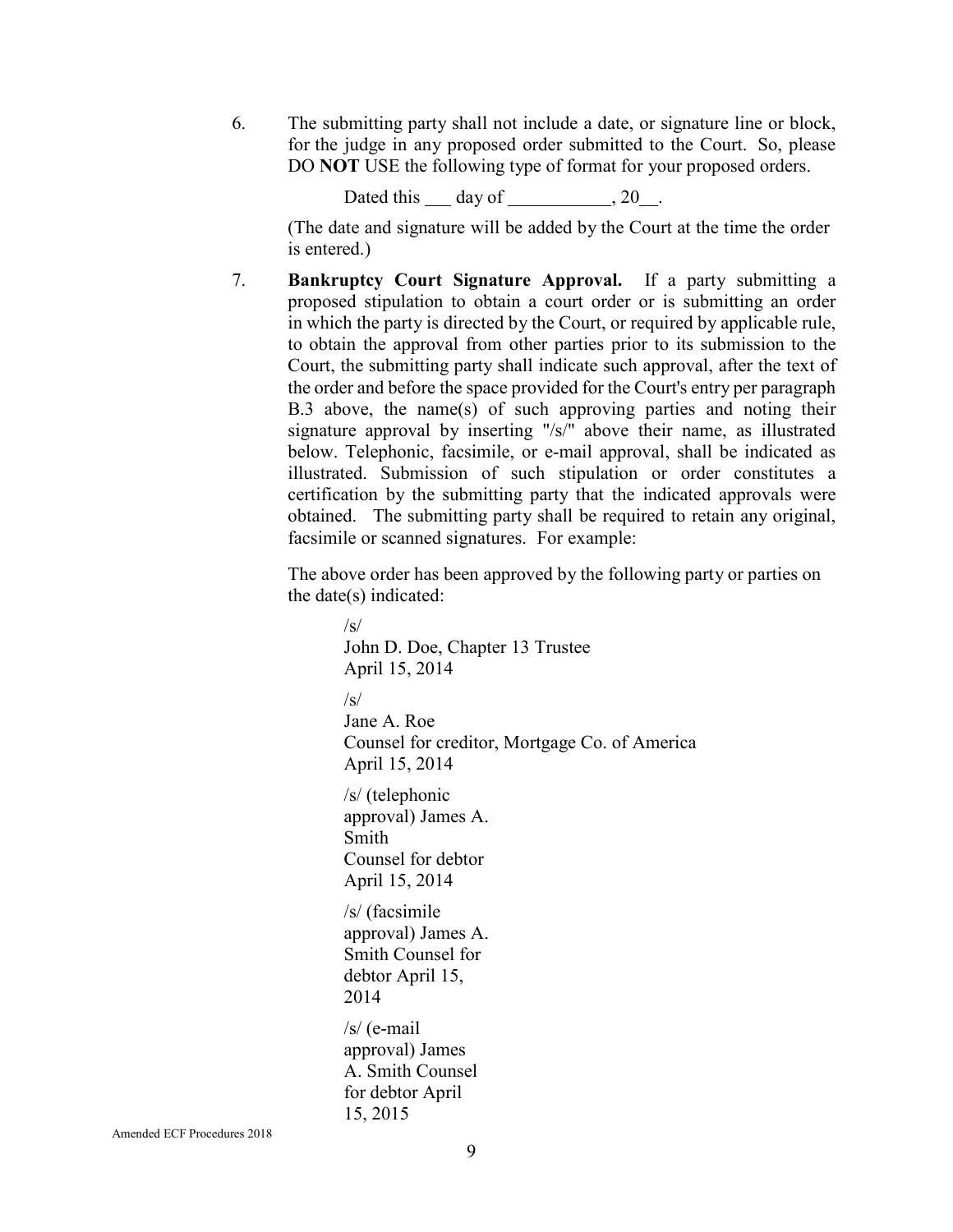6. The submitting party shall not include a date, or signature line or block, for the judge in any proposed order submitted to the Court. So, please DO **NOT** USE the following type of format for your proposed orders.

   Dated this ___ day of ___________, 20__.

   (The date and signature will be added by the Court at the time the order is entered.)

7. **Bankruptcy Court Signature Approval.** If a party submitting a proposed stipulation to obtain a court order or is submitting an order in which the party is directed by the Court, or required by applicable rule, to obtain the approval from other parties prior to its submission to the Court, the submitting party shall indicate such approval, after the text of the order and before the space provided for the Court's entry per paragraph B.3 above, the name(s) of such approving parties and noting their signature approval by inserting "/s/" above their name, as illustrated below. Telephonic, facsimile, or e-mail approval, shall be indicated as illustrated. Submission of such stipulation or order constitutes a certification by the submitting party that the indicated approvals were obtained. The submitting party shall be required to retain any original, facsimile or scanned signatures. For example:

   The above order has been approved by the following party or parties on the date(s) indicated:

   /s/
   John D. Doe, Chapter 13 Trustee
   April 15, 2014

   /s/
   Jane A. Roe
   Counsel for creditor, Mortgage Co. of America
   April 15, 2014

   /s/ (telephonic approval) James A. Smith
   Counsel for debtor
   April 15, 2014

   /s/ (facsimile approval) James A. Smith Counsel for debtor April 15, 2014

   /s/ (e-mail approval) James A. Smith Counsel for debtor April 15, 2015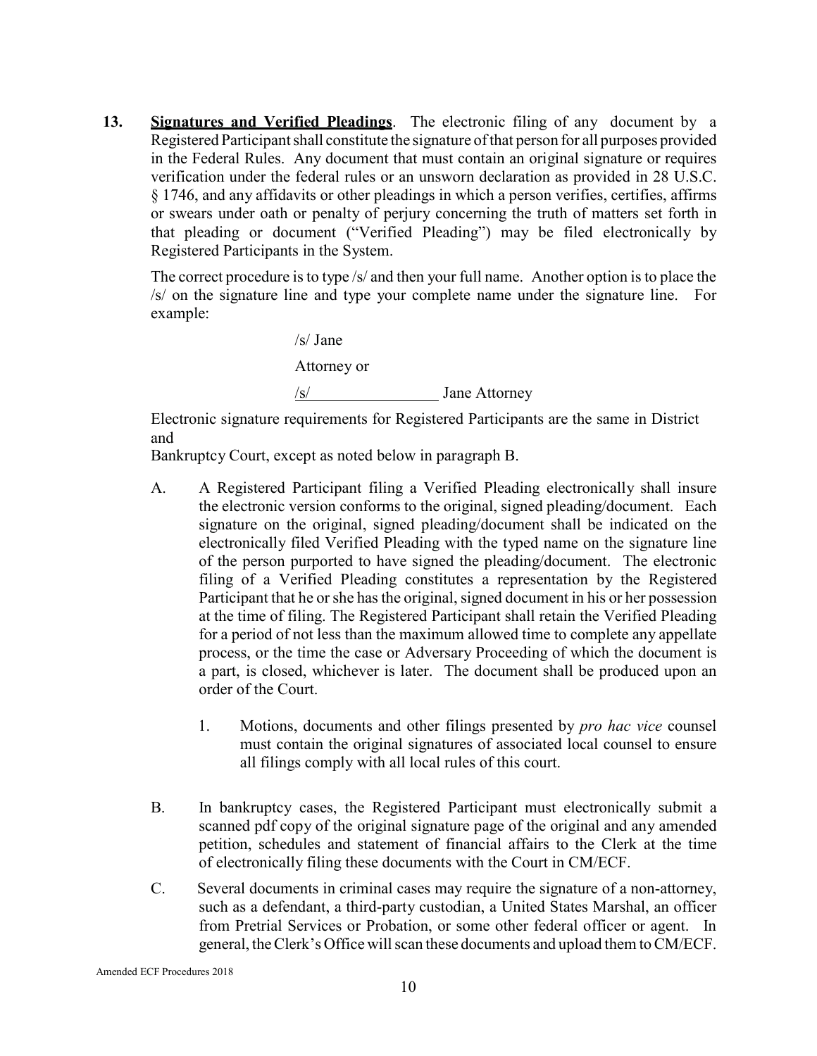**13.** **Signatures and Verified Pleadings**. The electronic filing of any document by a Registered Participant shall constitute the signature of that person for all purposes provided in the Federal Rules. Any document that must contain an original signature or requires verification under the federal rules or an unsworn declaration as provided in 28 U.S.C. § 1746, and any affidavits or other pleadings in which a person verifies, certifies, affirms or swears under oath or penalty of perjury concerning the truth of matters set forth in that pleading or document ("Verified Pleading") may be filed electronically by Registered Participants in the System.

The correct procedure is to type /s/ and then your full name. Another option is to place the /s/ on the signature line and type your complete name under the signature line. For example:

/s/ Jane

Attorney or

/s/________________ Jane Attorney

Electronic signature requirements for Registered Participants are the same in District and

Bankruptcy Court, except as noted below in paragraph B.

A. A Registered Participant filing a Verified Pleading electronically shall insure the electronic version conforms to the original, signed pleading/document. Each signature on the original, signed pleading/document shall be indicated on the electronically filed Verified Pleading with the typed name on the signature line of the person purported to have signed the pleading/document. The electronic filing of a Verified Pleading constitutes a representation by the Registered Participant that he or she has the original, signed document in his or her possession at the time of filing. The Registered Participant shall retain the Verified Pleading for a period of not less than the maximum allowed time to complete any appellate process, or the time the case or Adversary Proceeding of which the document is a part, is closed, whichever is later. The document shall be produced upon an order of the Court.

1. Motions, documents and other filings presented by *pro hac vice* counsel must contain the original signatures of associated local counsel to ensure all filings comply with all local rules of this court.

B. In bankruptcy cases, the Registered Participant must electronically submit a scanned pdf copy of the original signature page of the original and any amended petition, schedules and statement of financial affairs to the Clerk at the time of electronically filing these documents with the Court in CM/ECF.

C. Several documents in criminal cases may require the signature of a non-attorney, such as a defendant, a third-party custodian, a United States Marshal, an officer from Pretrial Services or Probation, or some other federal officer or agent. In general, the Clerk's Office will scan these documents and upload them to CM/ECF.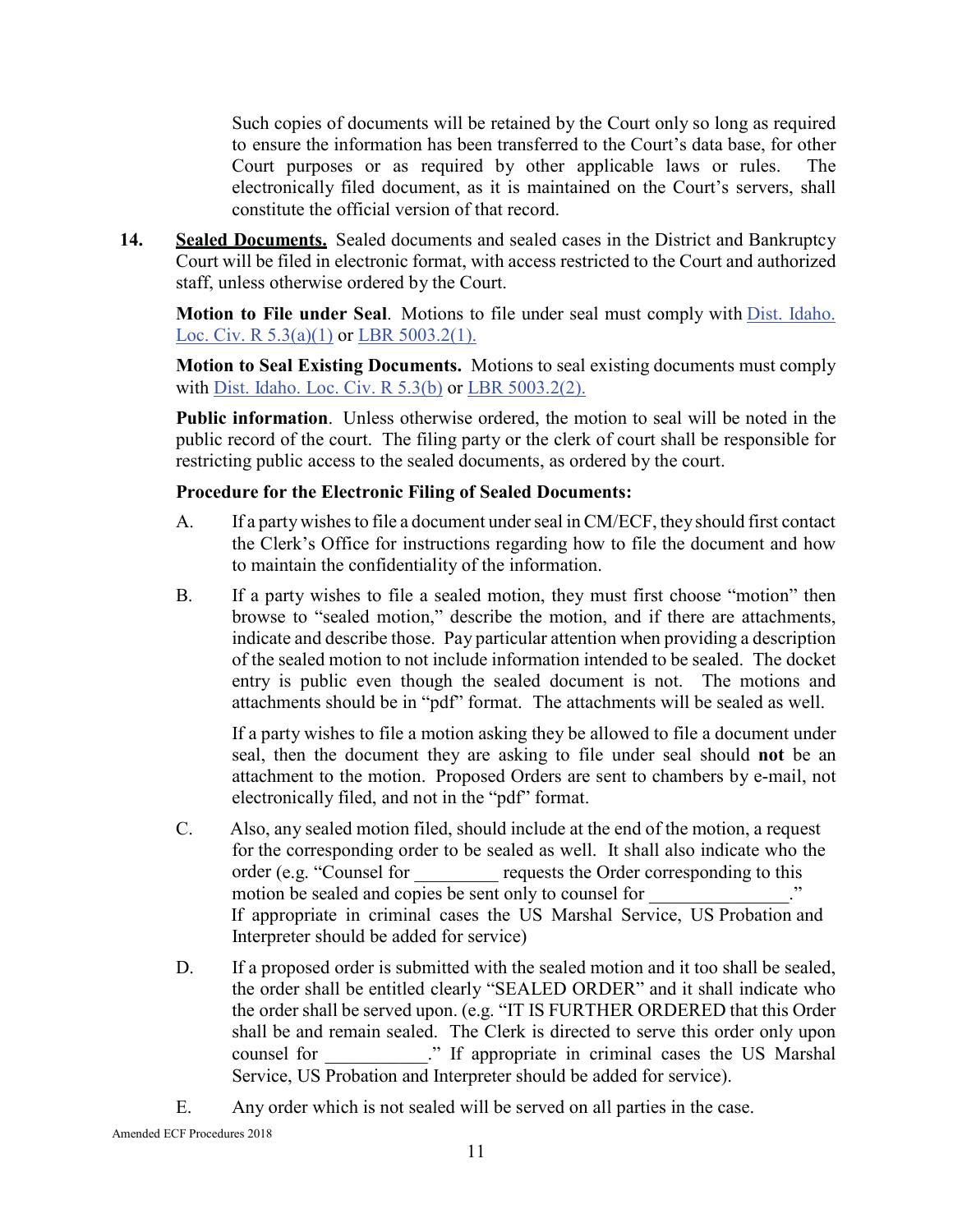Such copies of documents will be retained by the Court only so long as required to ensure the information has been transferred to the Court's data base, for other Court purposes or as required by other applicable laws or rules. The electronically filed document, as it is maintained on the Court's servers, shall constitute the official version of that record.

**14. Sealed Documents.** Sealed documents and sealed cases in the District and Bankruptcy Court will be filed in electronic format, with access restricted to the Court and authorized staff, unless otherwise ordered by the Court.

**Motion to File under Seal**. Motions to file under seal must comply with Dist. Idaho. Loc. Civ. R 5.3(a)(1) or LBR 5003.2(1).

**Motion to Seal Existing Documents.** Motions to seal existing documents must comply with Dist. Idaho. Loc. Civ. R 5.3(b) or LBR 5003.2(2).

**Public information**. Unless otherwise ordered, the motion to seal will be noted in the public record of the court. The filing party or the clerk of court shall be responsible for restricting public access to the sealed documents, as ordered by the court.

**Procedure for the Electronic Filing of Sealed Documents:**

A. If a party wishes to file a document under seal in CM/ECF, they should first contact the Clerk's Office for instructions regarding how to file the document and how to maintain the confidentiality of the information.

B. If a party wishes to file a sealed motion, they must first choose "motion" then browse to "sealed motion," describe the motion, and if there are attachments, indicate and describe those. Pay particular attention when providing a description of the sealed motion to not include information intended to be sealed. The docket entry is public even though the sealed document is not. The motions and attachments should be in "pdf" format. The attachments will be sealed as well.

   If a party wishes to file a motion asking they be allowed to file a document under seal, then the document they are asking to file under seal should **not** be an attachment to the motion. Proposed Orders are sent to chambers by e-mail, not electronically filed, and not in the "pdf" format.

C. Also, any sealed motion filed, should include at the end of the motion, a request for the corresponding order to be sealed as well. It shall also indicate who the order (e.g. "Counsel for _________ requests the Order corresponding to this motion be sealed and copies be sent only to counsel for _______________." If appropriate in criminal cases the US Marshal Service, US Probation and Interpreter should be added for service)

D. If a proposed order is submitted with the sealed motion and it too shall be sealed, the order shall be entitled clearly "SEALED ORDER" and it shall indicate who the order shall be served upon. (e.g. "IT IS FURTHER ORDERED that this Order shall be and remain sealed. The Clerk is directed to serve this order only upon counsel for ___________." If appropriate in criminal cases the US Marshal Service, US Probation and Interpreter should be added for service).

E. Any order which is not sealed will be served on all parties in the case.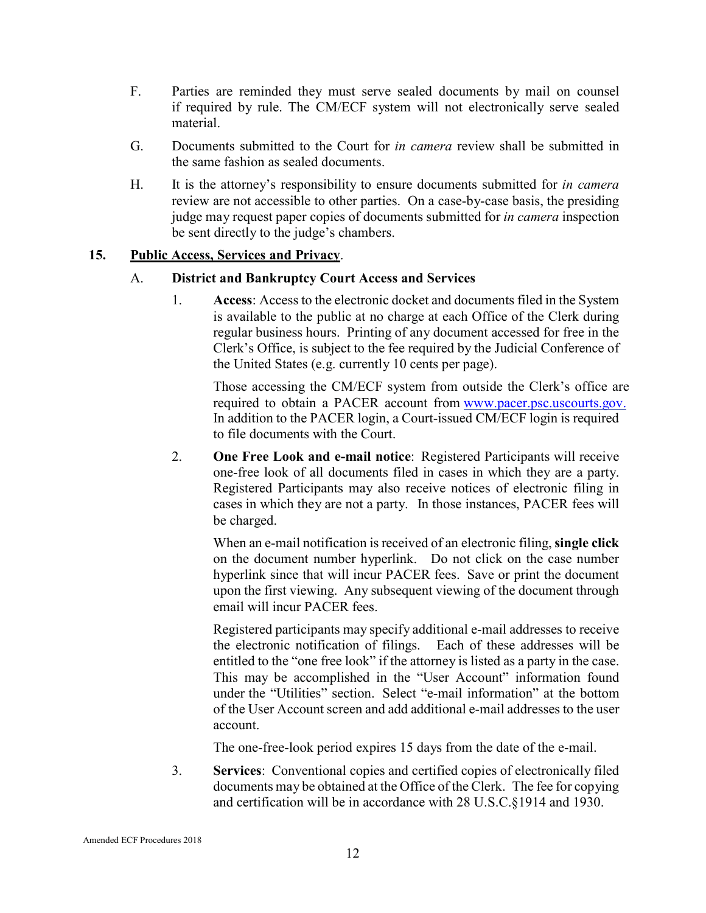F. Parties are reminded they must serve sealed documents by mail on counsel if required by rule. The CM/ECF system will not electronically serve sealed material.

G. Documents submitted to the Court for *in camera* review shall be submitted in the same fashion as sealed documents.

H. It is the attorney's responsibility to ensure documents submitted for *in camera* review are not accessible to other parties. On a case-by-case basis, the presiding judge may request paper copies of documents submitted for *in camera* inspection be sent directly to the judge's chambers.

## 15. Public Access, Services and Privacy.

### A. District and Bankruptcy Court Access and Services

1. **Access**: Access to the electronic docket and documents filed in the System is available to the public at no charge at each Office of the Clerk during regular business hours. Printing of any document accessed for free in the Clerk's Office, is subject to the fee required by the Judicial Conference of the United States (e.g. currently 10 cents per page).

   Those accessing the CM/ECF system from outside the Clerk's office are required to obtain a PACER account from [www.pacer.psc.uscourts.gov.](http://www.pacer.psc.uscourts.gov) In addition to the PACER login, a Court-issued CM/ECF login is required to file documents with the Court.

2. **One Free Look and e-mail notice**: Registered Participants will receive one-free look of all documents filed in cases in which they are a party. Registered Participants may also receive notices of electronic filing in cases in which they are not a party. In those instances, PACER fees will be charged.

   When an e-mail notification is received of an electronic filing, **single click** on the document number hyperlink. Do not click on the case number hyperlink since that will incur PACER fees. Save or print the document upon the first viewing. Any subsequent viewing of the document through email will incur PACER fees.

   Registered participants may specify additional e-mail addresses to receive the electronic notification of filings. Each of these addresses will be entitled to the "one free look" if the attorney is listed as a party in the case. This may be accomplished in the "User Account" information found under the "Utilities" section. Select "e-mail information" at the bottom of the User Account screen and add additional e-mail addresses to the user account.

   The one-free-look period expires 15 days from the date of the e-mail.

3. **Services**: Conventional copies and certified copies of electronically filed documents may be obtained at the Office of the Clerk. The fee for copying and certification will be in accordance with 28 U.S.C.§1914 and 1930.

Amended ECF Procedures 2018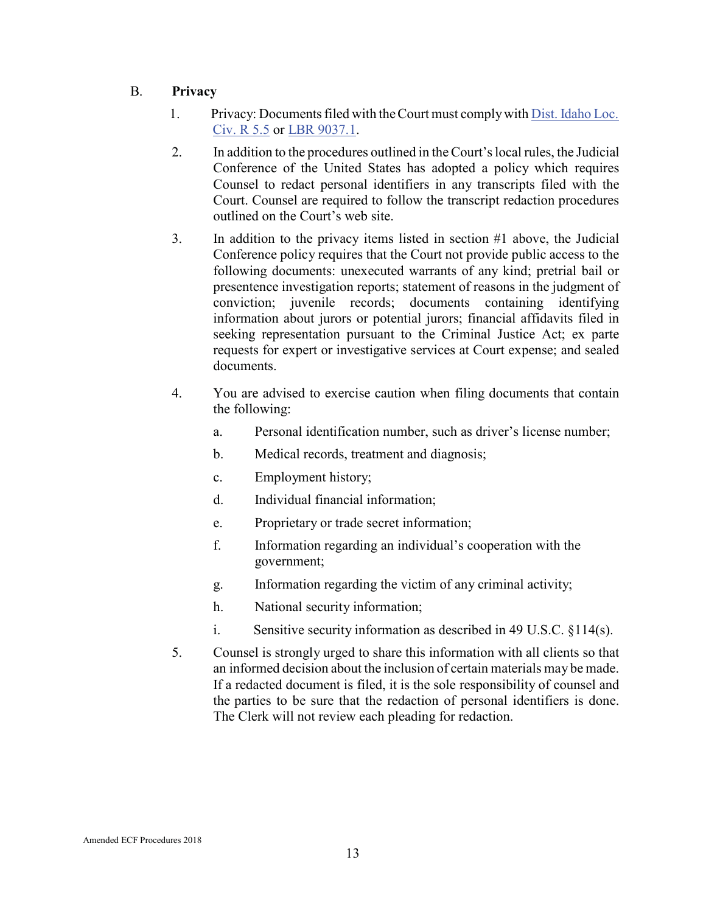## B. **Privacy**

1. Privacy: Documents filed with the Court must comply with [Dist. Idaho Loc. Civ. R 5.5](#) or [LBR 9037.1](#).

2. In addition to the procedures outlined in the Court's local rules, the Judicial Conference of the United States has adopted a policy which requires Counsel to redact personal identifiers in any transcripts filed with the Court. Counsel are required to follow the transcript redaction procedures outlined on the Court's web site.

3. In addition to the privacy items listed in section #1 above, the Judicial Conference policy requires that the Court not provide public access to the following documents: unexecuted warrants of any kind; pretrial bail or presentence investigation reports; statement of reasons in the judgment of conviction; juvenile records; documents containing identifying information about jurors or potential jurors; financial affidavits filed in seeking representation pursuant to the Criminal Justice Act; ex parte requests for expert or investigative services at Court expense; and sealed documents.

4. You are advised to exercise caution when filing documents that contain the following:

   a. Personal identification number, such as driver's license number;

   b. Medical records, treatment and diagnosis;

   c. Employment history;

   d. Individual financial information;

   e. Proprietary or trade secret information;

   f. Information regarding an individual's cooperation with the government;

   g. Information regarding the victim of any criminal activity;

   h. National security information;

   i. Sensitive security information as described in 49 U.S.C. §114(s).

5. Counsel is strongly urged to share this information with all clients so that an informed decision about the inclusion of certain materials may be made. If a redacted document is filed, it is the sole responsibility of counsel and the parties to be sure that the redaction of personal identifiers is done. The Clerk will not review each pleading for redaction.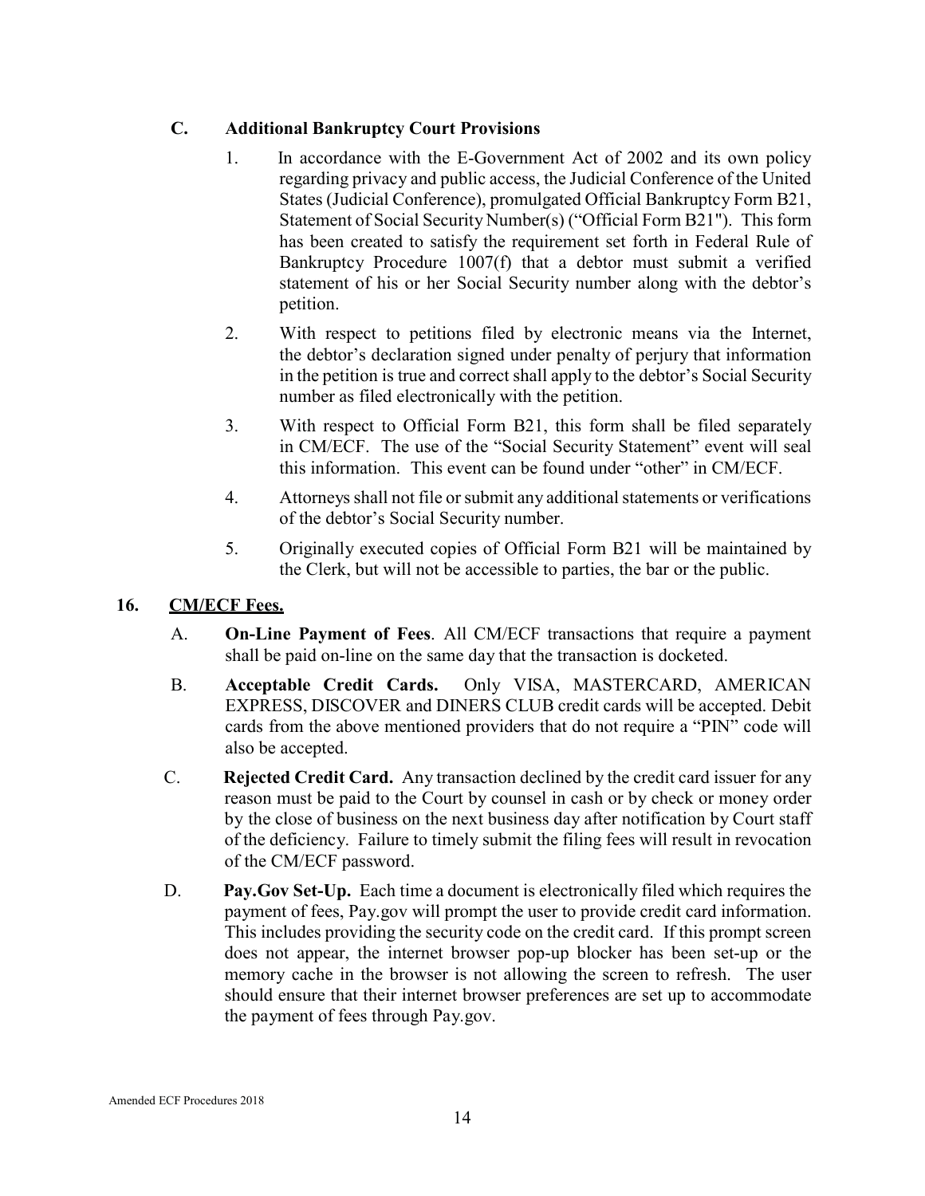### C. Additional Bankruptcy Court Provisions

1. In accordance with the E-Government Act of 2002 and its own policy regarding privacy and public access, the Judicial Conference of the United States (Judicial Conference), promulgated Official Bankruptcy Form B21, Statement of Social Security Number(s) ("Official Form B21"). This form has been created to satisfy the requirement set forth in Federal Rule of Bankruptcy Procedure 1007(f) that a debtor must submit a verified statement of his or her Social Security number along with the debtor's petition.

2. With respect to petitions filed by electronic means via the Internet, the debtor's declaration signed under penalty of perjury that information in the petition is true and correct shall apply to the debtor's Social Security number as filed electronically with the petition.

3. With respect to Official Form B21, this form shall be filed separately in CM/ECF. The use of the "Social Security Statement" event will seal this information. This event can be found under "other" in CM/ECF.

4. Attorneys shall not file or submit any additional statements or verifications of the debtor's Social Security number.

5. Originally executed copies of Official Form B21 will be maintained by the Clerk, but will not be accessible to parties, the bar or the public.

## 16. CM/ECF Fees.

A. **On-Line Payment of Fees**. All CM/ECF transactions that require a payment shall be paid on-line on the same day that the transaction is docketed.

B. **Acceptable Credit Cards.** Only VISA, MASTERCARD, AMERICAN EXPRESS, DISCOVER and DINERS CLUB credit cards will be accepted. Debit cards from the above mentioned providers that do not require a "PIN" code will also be accepted.

C. **Rejected Credit Card.** Any transaction declined by the credit card issuer for any reason must be paid to the Court by counsel in cash or by check or money order by the close of business on the next business day after notification by Court staff of the deficiency. Failure to timely submit the filing fees will result in revocation of the CM/ECF password.

D. **Pay.Gov Set-Up.** Each time a document is electronically filed which requires the payment of fees, Pay.gov will prompt the user to provide credit card information. This includes providing the security code on the credit card. If this prompt screen does not appear, the internet browser pop-up blocker has been set-up or the memory cache in the browser is not allowing the screen to refresh. The user should ensure that their internet browser preferences are set up to accommodate the payment of fees through Pay.gov.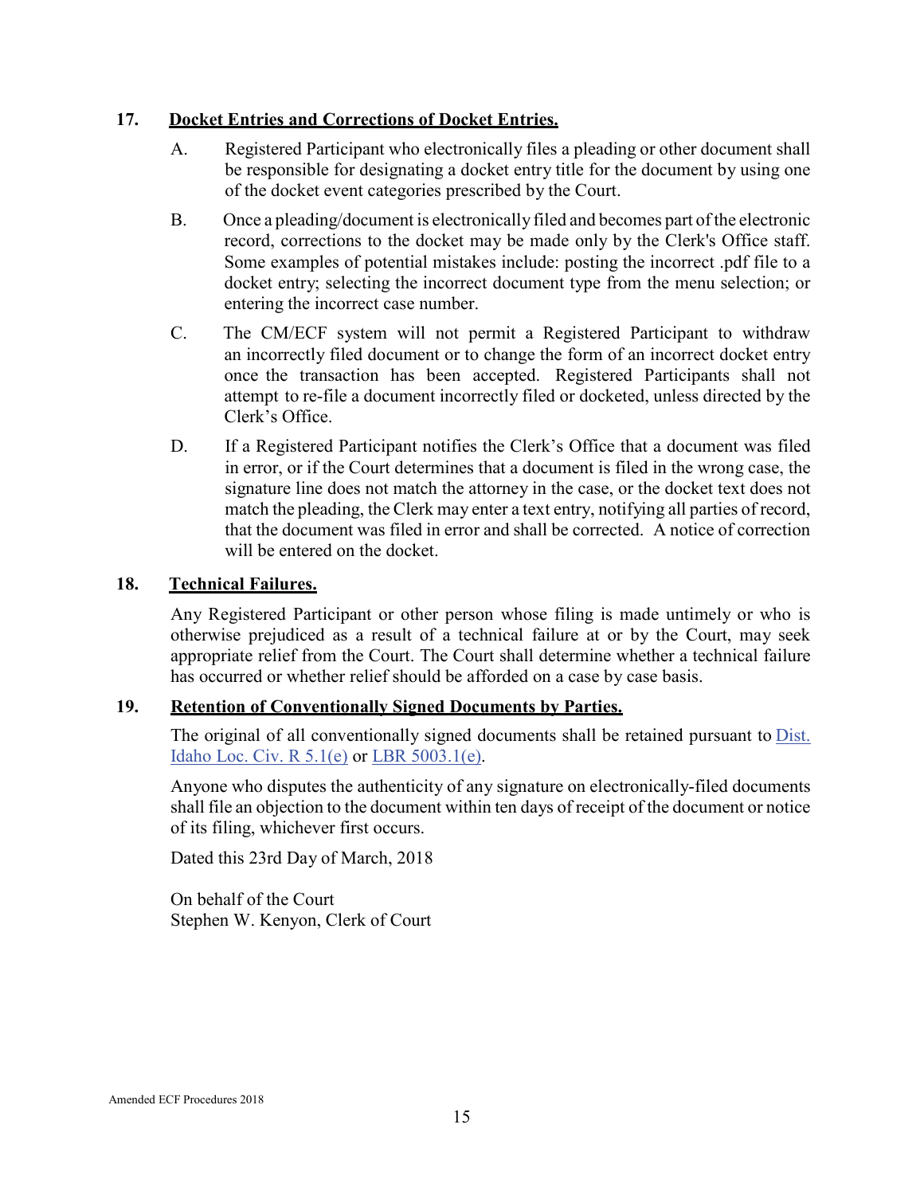## 17. Docket Entries and Corrections of Docket Entries.

A. Registered Participant who electronically files a pleading or other document shall be responsible for designating a docket entry title for the document by using one of the docket event categories prescribed by the Court.

B. Once a pleading/document is electronically filed and becomes part of the electronic record, corrections to the docket may be made only by the Clerk's Office staff. Some examples of potential mistakes include: posting the incorrect .pdf file to a docket entry; selecting the incorrect document type from the menu selection; or entering the incorrect case number.

C. The CM/ECF system will not permit a Registered Participant to withdraw an incorrectly filed document or to change the form of an incorrect docket entry once the transaction has been accepted. Registered Participants shall not attempt to re-file a document incorrectly filed or docketed, unless directed by the Clerk's Office.

D. If a Registered Participant notifies the Clerk's Office that a document was filed in error, or if the Court determines that a document is filed in the wrong case, the signature line does not match the attorney in the case, or the docket text does not match the pleading, the Clerk may enter a text entry, notifying all parties of record, that the document was filed in error and shall be corrected. A notice of correction will be entered on the docket.

## 18. Technical Failures.

Any Registered Participant or other person whose filing is made untimely or who is otherwise prejudiced as a result of a technical failure at or by the Court, may seek appropriate relief from the Court. The Court shall determine whether a technical failure has occurred or whether relief should be afforded on a case by case basis.

## 19. Retention of Conventionally Signed Documents by Parties.

The original of all conventionally signed documents shall be retained pursuant to Dist. Idaho Loc. Civ. R 5.1(e) or LBR 5003.1(e).

Anyone who disputes the authenticity of any signature on electronically-filed documents shall file an objection to the document within ten days of receipt of the document or notice of its filing, whichever first occurs.

Dated this 23rd Day of March, 2018

On behalf of the Court
Stephen W. Kenyon, Clerk of Court

Amended ECF Procedures 2018